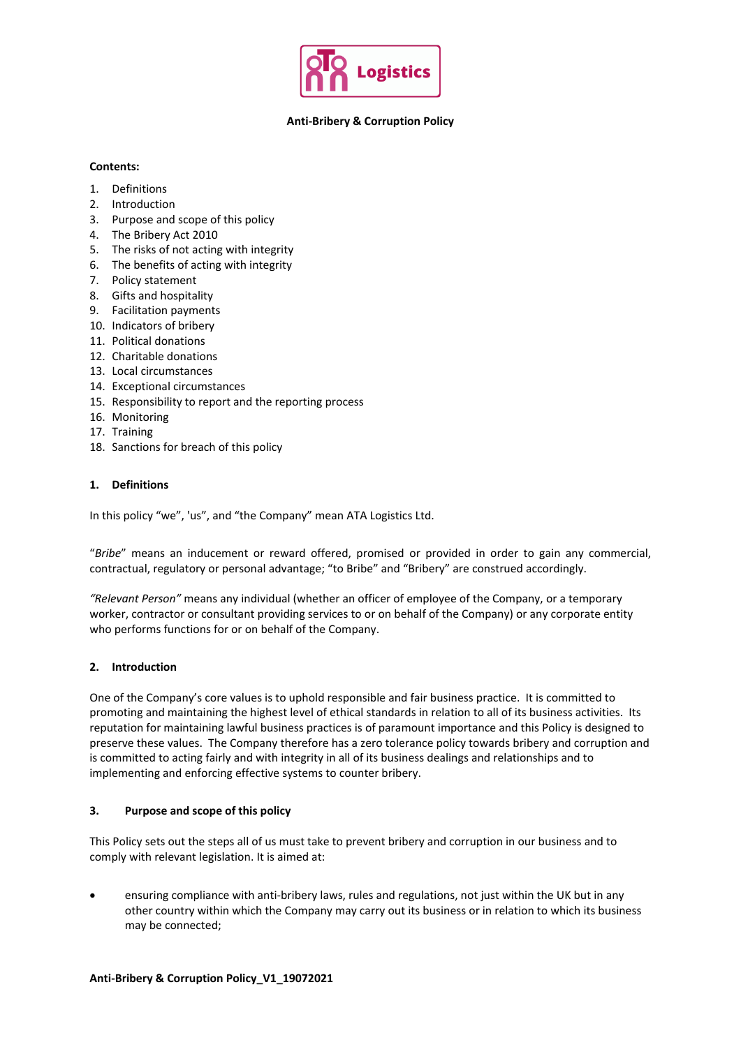**Anti-Bribery & Corruption Policy**

**Contents:**

1. Definitions
2. Introduction
3. Purpose and scope of this policy
4. The Bribery Act 2010
5. The risks of not acting with integrity
6. The benefits of acting with integrity
7. Policy statement
8. Gifts and hospitality
9. Facilitation payments
10. Indicators of bribery
11. Political donations
12. Charitable donations
13. Local circumstances
14. Exceptional circumstances
15. Responsibility to report and the reporting process
16. Monitoring
17. Training
18. Sanctions for breach of this policy

## 1. Definitions

In this policy "we", 'us", and "the Company" mean ATA Logistics Ltd.

"*Bribe*" means an inducement or reward offered, promised or provided in order to gain any commercial, contractual, regulatory or personal advantage; "to Bribe" and "Bribery" are construed accordingly.

*"Relevant Person"* means any individual (whether an officer of employee of the Company, or a temporary worker, contractor or consultant providing services to or on behalf of the Company) or any corporate entity who performs functions for or on behalf of the Company.

## 2. Introduction

One of the Company's core values is to uphold responsible and fair business practice. It is committed to promoting and maintaining the highest level of ethical standards in relation to all of its business activities. Its reputation for maintaining lawful business practices is of paramount importance and this Policy is designed to preserve these values. The Company therefore has a zero tolerance policy towards bribery and corruption and is committed to acting fairly and with integrity in all of its business dealings and relationships and to implementing and enforcing effective systems to counter bribery.

## 3. Purpose and scope of this policy

This Policy sets out the steps all of us must take to prevent bribery and corruption in our business and to comply with relevant legislation. It is aimed at:

- ensuring compliance with anti-bribery laws, rules and regulations, not just within the UK but in any other country within which the Company may carry out its business or in relation to which its business may be connected;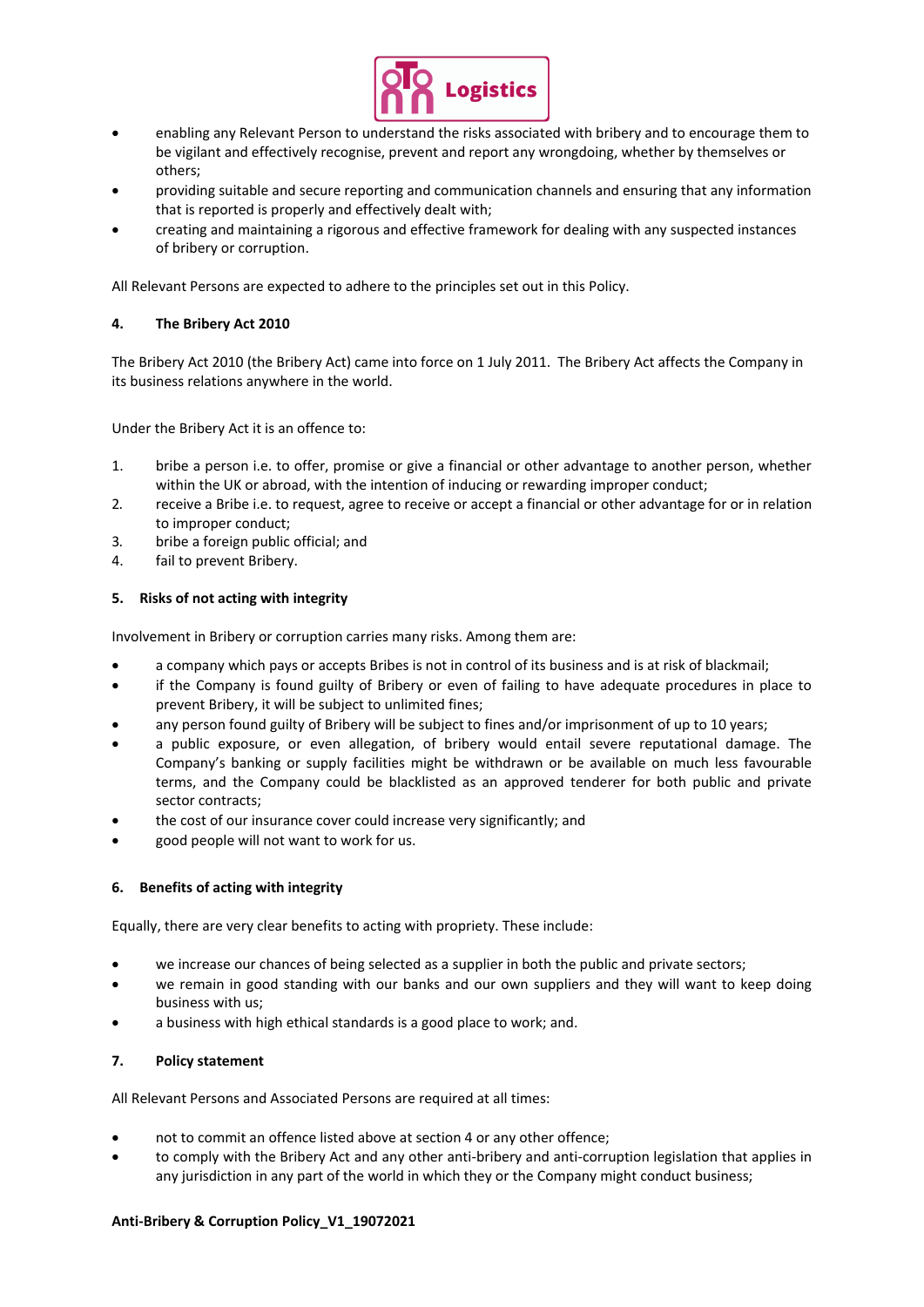- enabling any Relevant Person to understand the risks associated with bribery and to encourage them to be vigilant and effectively recognise, prevent and report any wrongdoing, whether by themselves or others;
- providing suitable and secure reporting and communication channels and ensuring that any information that is reported is properly and effectively dealt with;
- creating and maintaining a rigorous and effective framework for dealing with any suspected instances of bribery or corruption.

All Relevant Persons are expected to adhere to the principles set out in this Policy.

## 4. The Bribery Act 2010

The Bribery Act 2010 (the Bribery Act) came into force on 1 July 2011. The Bribery Act affects the Company in its business relations anywhere in the world.

Under the Bribery Act it is an offence to:

1. bribe a person i.e. to offer, promise or give a financial or other advantage to another person, whether within the UK or abroad, with the intention of inducing or rewarding improper conduct;
2. receive a Bribe i.e. to request, agree to receive or accept a financial or other advantage for or in relation to improper conduct;
3. bribe a foreign public official; and
4. fail to prevent Bribery.

## 5. Risks of not acting with integrity

Involvement in Bribery or corruption carries many risks. Among them are:

- a company which pays or accepts Bribes is not in control of its business and is at risk of blackmail;
- if the Company is found guilty of Bribery or even of failing to have adequate procedures in place to prevent Bribery, it will be subject to unlimited fines;
- any person found guilty of Bribery will be subject to fines and/or imprisonment of up to 10 years;
- a public exposure, or even allegation, of bribery would entail severe reputational damage. The Company's banking or supply facilities might be withdrawn or be available on much less favourable terms, and the Company could be blacklisted as an approved tenderer for both public and private sector contracts;
- the cost of our insurance cover could increase very significantly; and
- good people will not want to work for us.

## 6. Benefits of acting with integrity

Equally, there are very clear benefits to acting with propriety. These include:

- we increase our chances of being selected as a supplier in both the public and private sectors;
- we remain in good standing with our banks and our own suppliers and they will want to keep doing business with us;
- a business with high ethical standards is a good place to work; and.

## 7. Policy statement

All Relevant Persons and Associated Persons are required at all times:

- not to commit an offence listed above at section 4 or any other offence;
- to comply with the Bribery Act and any other anti-bribery and anti-corruption legislation that applies in any jurisdiction in any part of the world in which they or the Company might conduct business;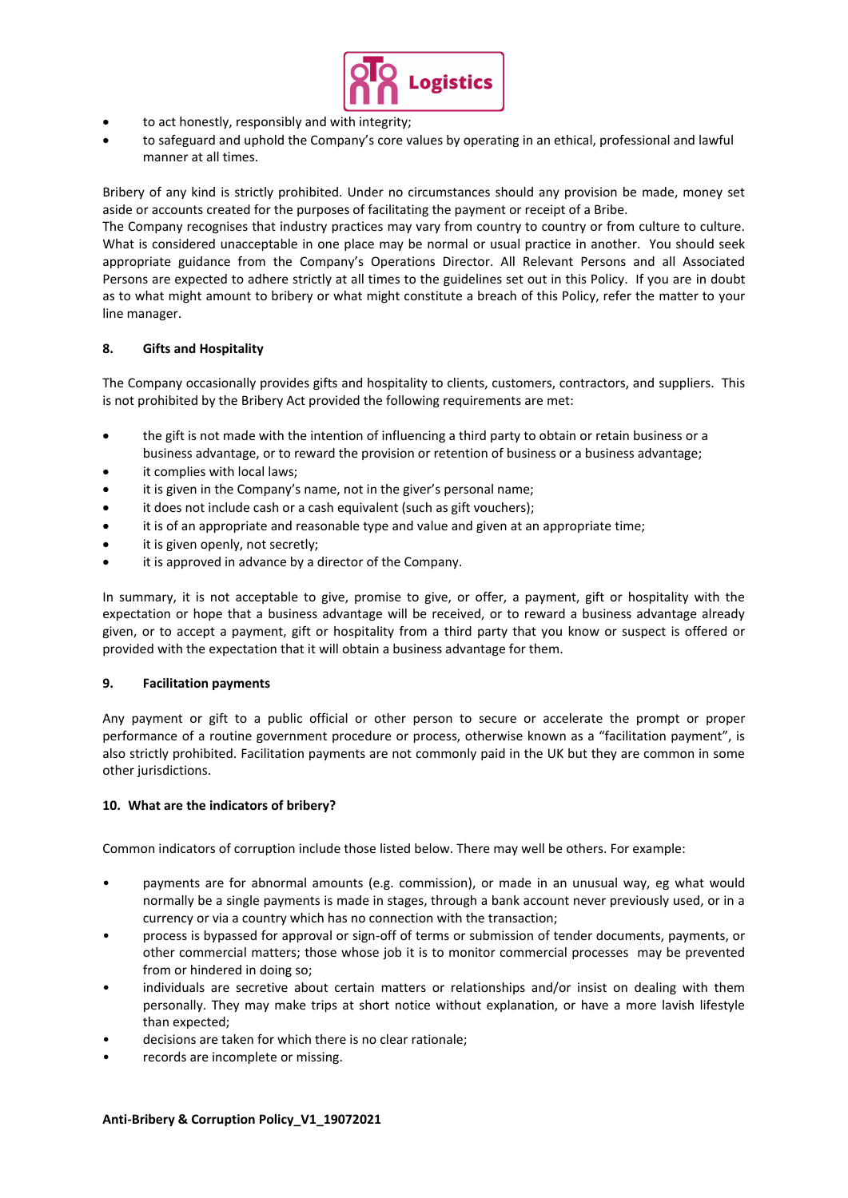- to act honestly, responsibly and with integrity;
- to safeguard and uphold the Company's core values by operating in an ethical, professional and lawful manner at all times.

Bribery of any kind is strictly prohibited. Under no circumstances should any provision be made, money set aside or accounts created for the purposes of facilitating the payment or receipt of a Bribe.
The Company recognises that industry practices may vary from country to country or from culture to culture. What is considered unacceptable in one place may be normal or usual practice in another. You should seek appropriate guidance from the Company's Operations Director. All Relevant Persons and all Associated Persons are expected to adhere strictly at all times to the guidelines set out in this Policy. If you are in doubt as to what might amount to bribery or what might constitute a breach of this Policy, refer the matter to your line manager.

**8. Gifts and Hospitality**

The Company occasionally provides gifts and hospitality to clients, customers, contractors, and suppliers. This is not prohibited by the Bribery Act provided the following requirements are met:

- the gift is not made with the intention of influencing a third party to obtain or retain business or a business advantage, or to reward the provision or retention of business or a business advantage;
- it complies with local laws;
- it is given in the Company's name, not in the giver's personal name;
- it does not include cash or a cash equivalent (such as gift vouchers);
- it is of an appropriate and reasonable type and value and given at an appropriate time;
- it is given openly, not secretly;
- it is approved in advance by a director of the Company.

In summary, it is not acceptable to give, promise to give, or offer, a payment, gift or hospitality with the expectation or hope that a business advantage will be received, or to reward a business advantage already given, or to accept a payment, gift or hospitality from a third party that you know or suspect is offered or provided with the expectation that it will obtain a business advantage for them.

**9. Facilitation payments**

Any payment or gift to a public official or other person to secure or accelerate the prompt or proper performance of a routine government procedure or process, otherwise known as a "facilitation payment", is also strictly prohibited. Facilitation payments are not commonly paid in the UK but they are common in some other jurisdictions.

**10. What are the indicators of bribery?**

Common indicators of corruption include those listed below. There may well be others. For example:

- payments are for abnormal amounts (e.g. commission), or made in an unusual way, eg what would normally be a single payments is made in stages, through a bank account never previously used, or in a currency or via a country which has no connection with the transaction;
- process is bypassed for approval or sign-off of terms or submission of tender documents, payments, or other commercial matters; those whose job it is to monitor commercial processes may be prevented from or hindered in doing so;
- individuals are secretive about certain matters or relationships and/or insist on dealing with them personally. They may make trips at short notice without explanation, or have a more lavish lifestyle than expected;
- decisions are taken for which there is no clear rationale;
- records are incomplete or missing.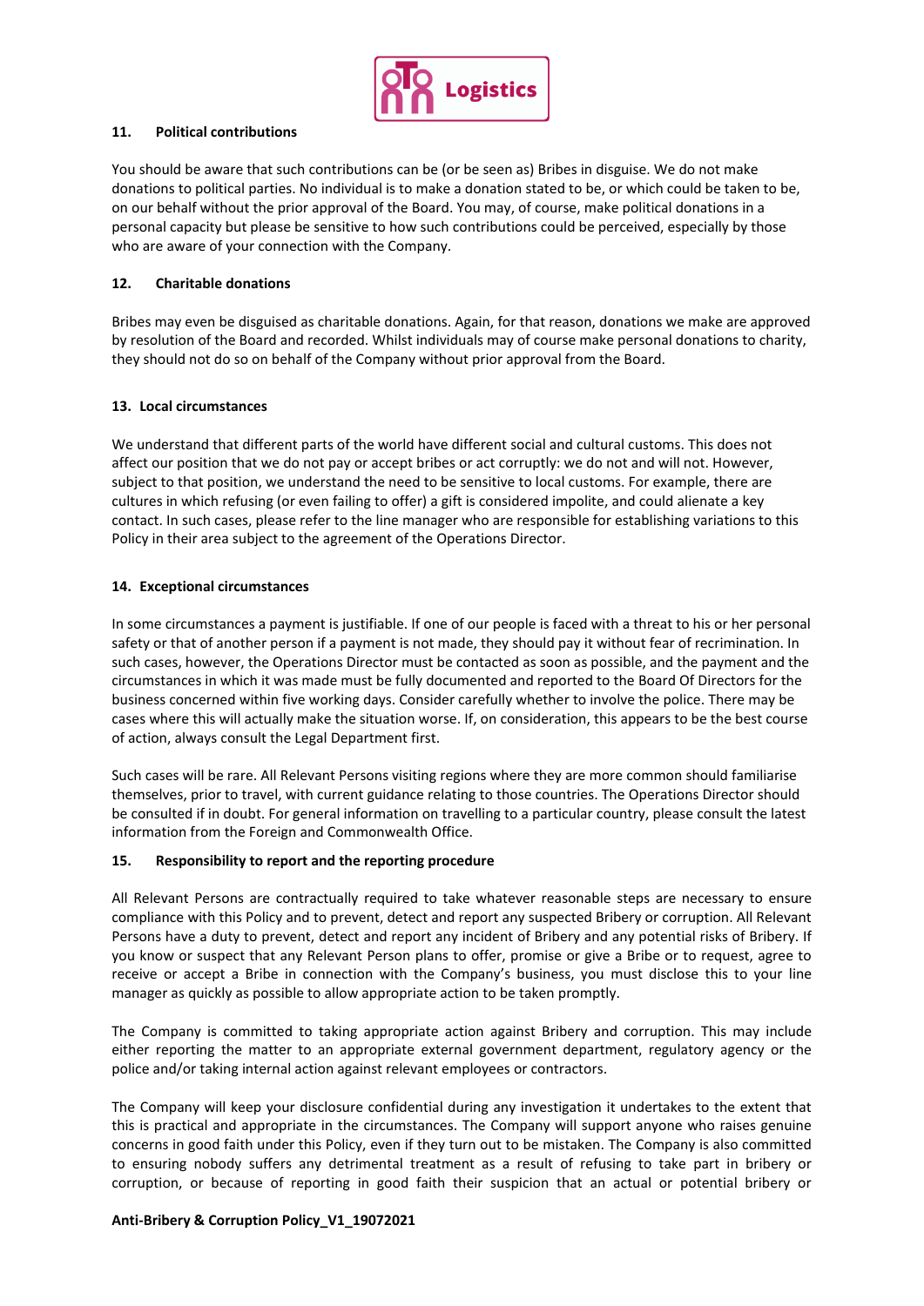## 11. Political contributions

You should be aware that such contributions can be (or be seen as) Bribes in disguise. We do not make donations to political parties. No individual is to make a donation stated to be, or which could be taken to be, on our behalf without the prior approval of the Board. You may, of course, make political donations in a personal capacity but please be sensitive to how such contributions could be perceived, especially by those who are aware of your connection with the Company.

## 12. Charitable donations

Bribes may even be disguised as charitable donations. Again, for that reason, donations we make are approved by resolution of the Board and recorded. Whilst individuals may of course make personal donations to charity, they should not do so on behalf of the Company without prior approval from the Board.

## 13. Local circumstances

We understand that different parts of the world have different social and cultural customs. This does not affect our position that we do not pay or accept bribes or act corruptly: we do not and will not. However, subject to that position, we understand the need to be sensitive to local customs. For example, there are cultures in which refusing (or even failing to offer) a gift is considered impolite, and could alienate a key contact. In such cases, please refer to the line manager who are responsible for establishing variations to this Policy in their area subject to the agreement of the Operations Director.

## 14. Exceptional circumstances

In some circumstances a payment is justifiable. If one of our people is faced with a threat to his or her personal safety or that of another person if a payment is not made, they should pay it without fear of recrimination. In such cases, however, the Operations Director must be contacted as soon as possible, and the payment and the circumstances in which it was made must be fully documented and reported to the Board Of Directors for the business concerned within five working days. Consider carefully whether to involve the police. There may be cases where this will actually make the situation worse. If, on consideration, this appears to be the best course of action, always consult the Legal Department first.

Such cases will be rare. All Relevant Persons visiting regions where they are more common should familiarise themselves, prior to travel, with current guidance relating to those countries. The Operations Director should be consulted if in doubt. For general information on travelling to a particular country, please consult the latest information from the Foreign and Commonwealth Office.

## 15. Responsibility to report and the reporting procedure

All Relevant Persons are contractually required to take whatever reasonable steps are necessary to ensure compliance with this Policy and to prevent, detect and report any suspected Bribery or corruption. All Relevant Persons have a duty to prevent, detect and report any incident of Bribery and any potential risks of Bribery. If you know or suspect that any Relevant Person plans to offer, promise or give a Bribe or to request, agree to receive or accept a Bribe in connection with the Company's business, you must disclose this to your line manager as quickly as possible to allow appropriate action to be taken promptly.

The Company is committed to taking appropriate action against Bribery and corruption. This may include either reporting the matter to an appropriate external government department, regulatory agency or the police and/or taking internal action against relevant employees or contractors.

The Company will keep your disclosure confidential during any investigation it undertakes to the extent that this is practical and appropriate in the circumstances. The Company will support anyone who raises genuine concerns in good faith under this Policy, even if they turn out to be mistaken. The Company is also committed to ensuring nobody suffers any detrimental treatment as a result of refusing to take part in bribery or corruption, or because of reporting in good faith their suspicion that an actual or potential bribery or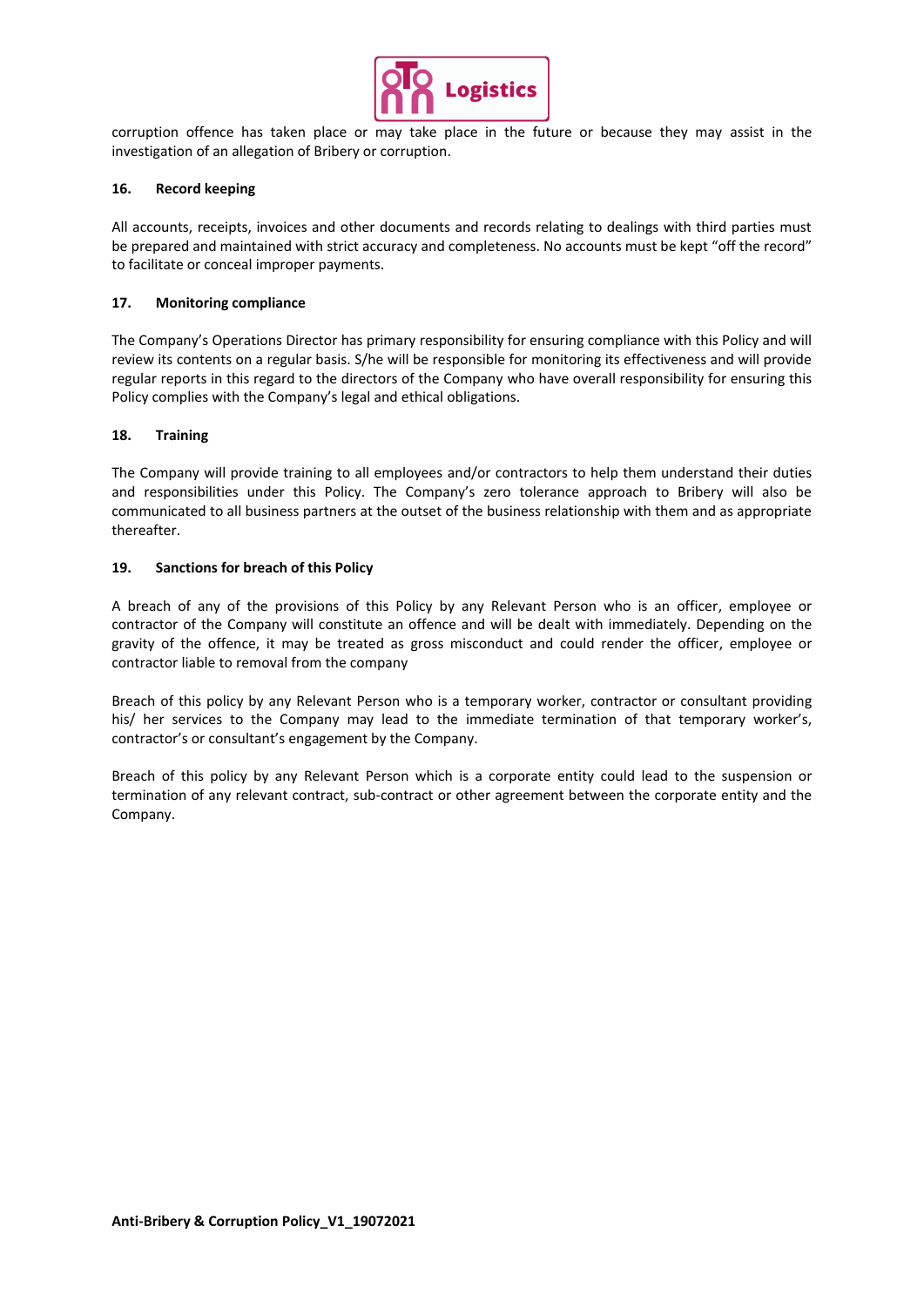corruption offence has taken place or may take place in the future or because they may assist in the investigation of an allegation of Bribery or corruption.

**16. Record keeping**

All accounts, receipts, invoices and other documents and records relating to dealings with third parties must be prepared and maintained with strict accuracy and completeness. No accounts must be kept "off the record" to facilitate or conceal improper payments.

**17. Monitoring compliance**

The Company's Operations Director has primary responsibility for ensuring compliance with this Policy and will review its contents on a regular basis. S/he will be responsible for monitoring its effectiveness and will provide regular reports in this regard to the directors of the Company who have overall responsibility for ensuring this Policy complies with the Company's legal and ethical obligations.

**18. Training**

The Company will provide training to all employees and/or contractors to help them understand their duties and responsibilities under this Policy. The Company's zero tolerance approach to Bribery will also be communicated to all business partners at the outset of the business relationship with them and as appropriate thereafter.

**19. Sanctions for breach of this Policy**

A breach of any of the provisions of this Policy by any Relevant Person who is an officer, employee or contractor of the Company will constitute an offence and will be dealt with immediately. Depending on the gravity of the offence, it may be treated as gross misconduct and could render the officer, employee or contractor liable to removal from the company

Breach of this policy by any Relevant Person who is a temporary worker, contractor or consultant providing his/ her services to the Company may lead to the immediate termination of that temporary worker's, contractor's or consultant's engagement by the Company.

Breach of this policy by any Relevant Person which is a corporate entity could lead to the suspension or termination of any relevant contract, sub-contract or other agreement between the corporate entity and the Company.